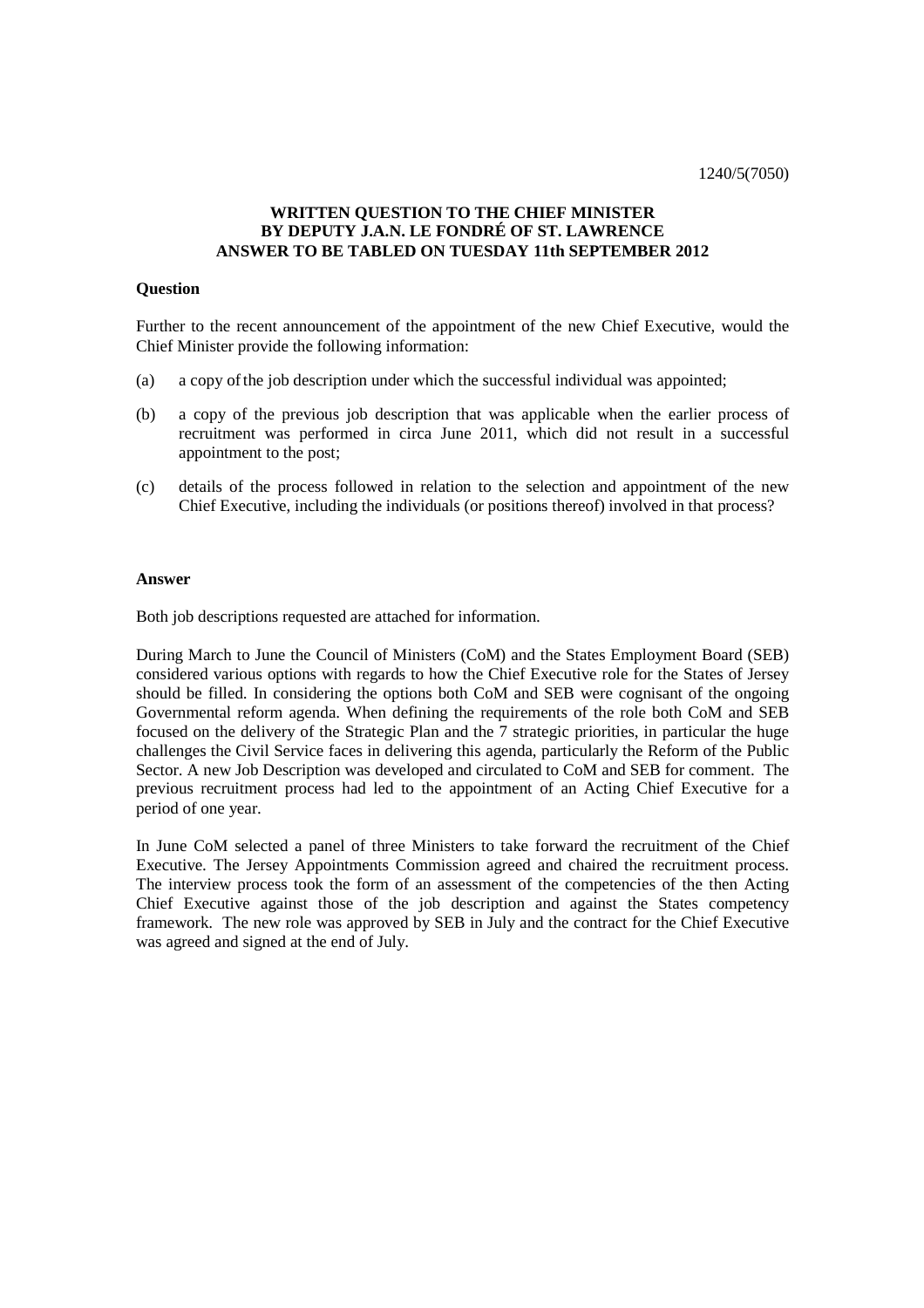1240/5(7050)

**WRITTEN QUESTION TO THE CHIEF MINISTER BY DEPUTY J.A.N. LE FONDRÉ OF ST. LAWRENCE ANSWER TO BE TABLED ON TUESDAY 11th SEPTEMBER 2012**

**Question**

Further to the recent announcement of the appointment of the new Chief Executive, would the Chief Minister provide the following information:

(a) a copy of the job description under which the successful individual was appointed;

(b) a copy of the previous job description that was applicable when the earlier process of recruitment was performed in circa June 2011, which did not result in a successful appointment to the post;

(c) details of the process followed in relation to the selection and appointment of the new Chief Executive, including the individuals (or positions thereof) involved in that process?

**Answer**

Both job descriptions requested are attached for information.

During March to June the Council of Ministers (CoM) and the States Employment Board (SEB) considered various options with regards to how the Chief Executive role for the States of Jersey should be filled. In considering the options both CoM and SEB were cognisant of the ongoing Governmental reform agenda. When defining the requirements of the role both CoM and SEB focused on the delivery of the Strategic Plan and the 7 strategic priorities, in particular the huge challenges the Civil Service faces in delivering this agenda, particularly the Reform of the Public Sector. A new Job Description was developed and circulated to CoM and SEB for comment. The previous recruitment process had led to the appointment of an Acting Chief Executive for a period of one year.

In June CoM selected a panel of three Ministers to take forward the recruitment of the Chief Executive. The Jersey Appointments Commission agreed and chaired the recruitment process. The interview process took the form of an assessment of the competencies of the then Acting Chief Executive against those of the job description and against the States competency framework. The new role was approved by SEB in July and the contract for the Chief Executive was agreed and signed at the end of July.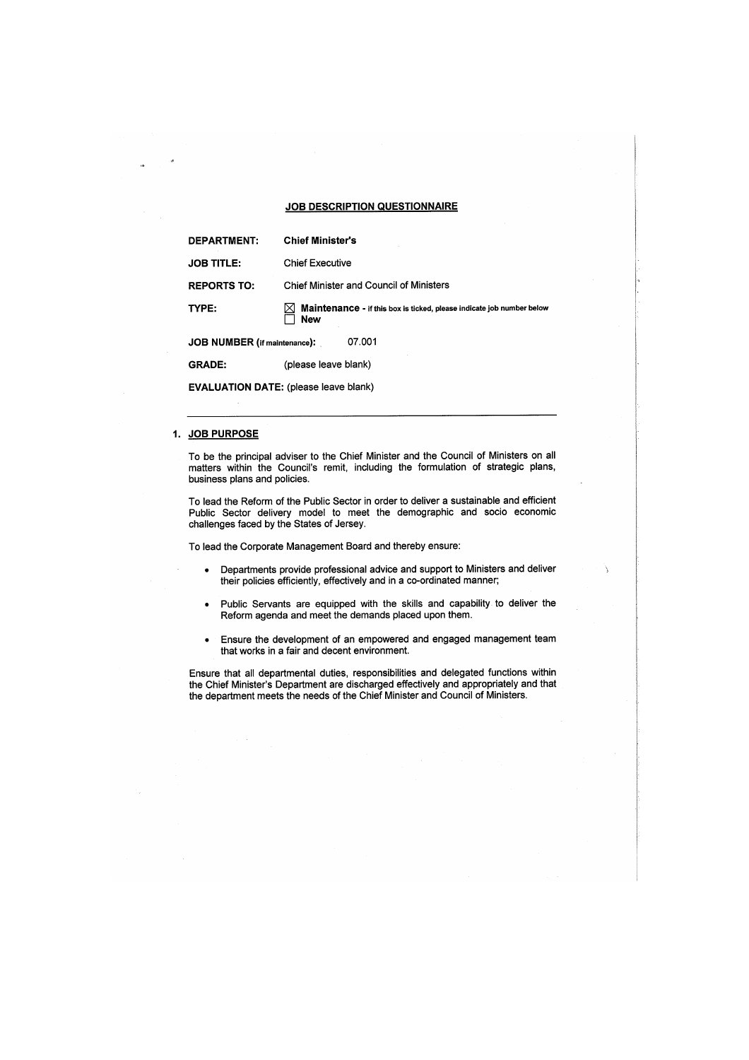## JOB DESCRIPTION QUESTIONNAIRE

**DEPARTMENT:** **Chief Minister's**

**JOB TITLE:** Chief Executive

**REPORTS TO:** Chief Minister and Council of Ministers

**TYPE:** ☒ **Maintenance** - **if this box is ticked, please indicate job number below**
☐ **New**

**JOB NUMBER (if maintenance):** 07.001

**GRADE:** (please leave blank)

**EVALUATION DATE:** (please leave blank)

---

### 1. JOB PURPOSE

To be the principal adviser to the Chief Minister and the Council of Ministers on all matters within the Council's remit, including the formulation of strategic plans, business plans and policies.

To lead the Reform of the Public Sector in order to deliver a sustainable and efficient Public Sector delivery model to meet the demographic and socio economic challenges faced by the States of Jersey.

To lead the Corporate Management Board and thereby ensure:

- Departments provide professional advice and support to Ministers and deliver their policies efficiently, effectively and in a co-ordinated manner;
- Public Servants are equipped with the skills and capability to deliver the Reform agenda and meet the demands placed upon them.
- Ensure the development of an empowered and engaged management team that works in a fair and decent environment.

Ensure that all departmental duties, responsibilities and delegated functions within the Chief Minister's Department are discharged effectively and appropriately and that the department meets the needs of the Chief Minister and Council of Ministers.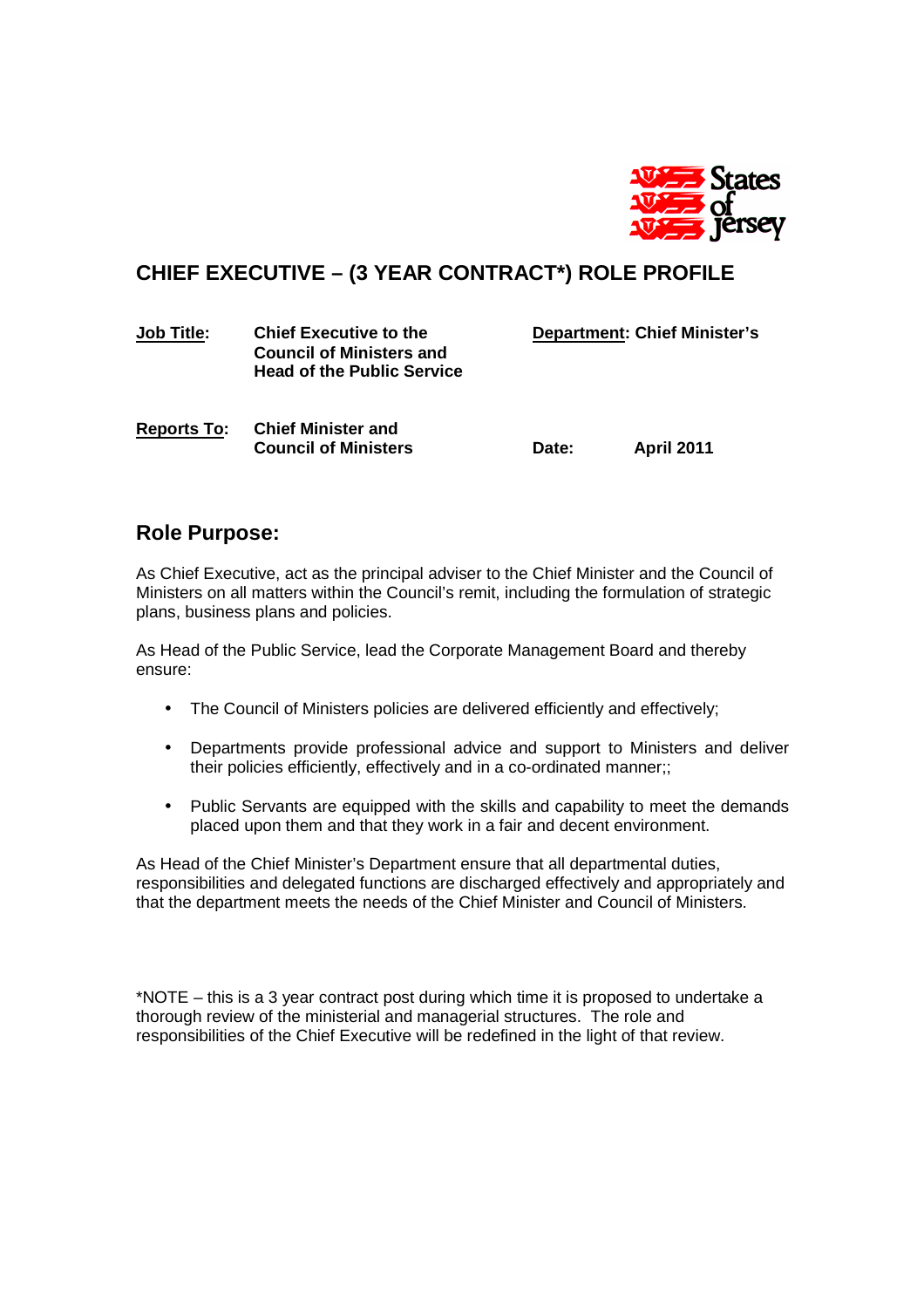# CHIEF EXECUTIVE – (3 YEAR CONTRACT*) ROLE PROFILE

| | | | |
|---|---|---|---|
| **Job Title:** | **Chief Executive to the Council of Ministers and Head of the Public Service** | **Department: Chief Minister's** | |
| **Reports To:** | **Chief Minister and Council of Ministers** | **Date:** | **April 2011** |

## Role Purpose:

As Chief Executive, act as the principal adviser to the Chief Minister and the Council of Ministers on all matters within the Council's remit, including the formulation of strategic plans, business plans and policies.

As Head of the Public Service, lead the Corporate Management Board and thereby ensure:

- The Council of Ministers policies are delivered efficiently and effectively;
- Departments provide professional advice and support to Ministers and deliver their policies efficiently, effectively and in a co-ordinated manner;;
- Public Servants are equipped with the skills and capability to meet the demands placed upon them and that they work in a fair and decent environment.

As Head of the Chief Minister's Department ensure that all departmental duties, responsibilities and delegated functions are discharged effectively and appropriately and that the department meets the needs of the Chief Minister and Council of Ministers.

*NOTE – this is a 3 year contract post during which time it is proposed to undertake a thorough review of the ministerial and managerial structures. The role and responsibilities of the Chief Executive will be redefined in the light of that review.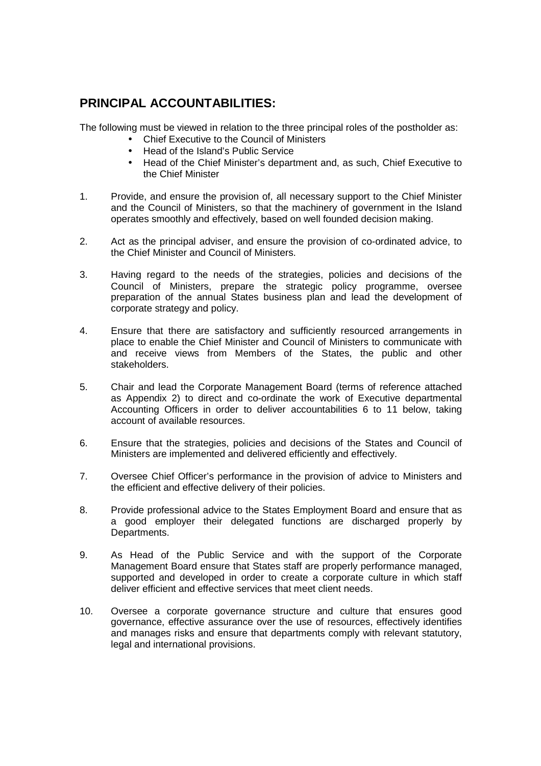## PRINCIPAL ACCOUNTABILITIES:

The following must be viewed in relation to the three principal roles of the postholder as:

- Chief Executive to the Council of Ministers
- Head of the Island's Public Service
- Head of the Chief Minister's department and, as such, Chief Executive to the Chief Minister

1. Provide, and ensure the provision of, all necessary support to the Chief Minister and the Council of Ministers, so that the machinery of government in the Island operates smoothly and effectively, based on well founded decision making.

2. Act as the principal adviser, and ensure the provision of co-ordinated advice, to the Chief Minister and Council of Ministers.

3. Having regard to the needs of the strategies, policies and decisions of the Council of Ministers, prepare the strategic policy programme, oversee preparation of the annual States business plan and lead the development of corporate strategy and policy.

4. Ensure that there are satisfactory and sufficiently resourced arrangements in place to enable the Chief Minister and Council of Ministers to communicate with and receive views from Members of the States, the public and other stakeholders.

5. Chair and lead the Corporate Management Board (terms of reference attached as Appendix 2) to direct and co-ordinate the work of Executive departmental Accounting Officers in order to deliver accountabilities 6 to 11 below, taking account of available resources.

6. Ensure that the strategies, policies and decisions of the States and Council of Ministers are implemented and delivered efficiently and effectively.

7. Oversee Chief Officer's performance in the provision of advice to Ministers and the efficient and effective delivery of their policies.

8. Provide professional advice to the States Employment Board and ensure that as a good employer their delegated functions are discharged properly by Departments.

9. As Head of the Public Service and with the support of the Corporate Management Board ensure that States staff are properly performance managed, supported and developed in order to create a corporate culture in which staff deliver efficient and effective services that meet client needs.

10. Oversee a corporate governance structure and culture that ensures good governance, effective assurance over the use of resources, effectively identifies and manages risks and ensure that departments comply with relevant statutory, legal and international provisions.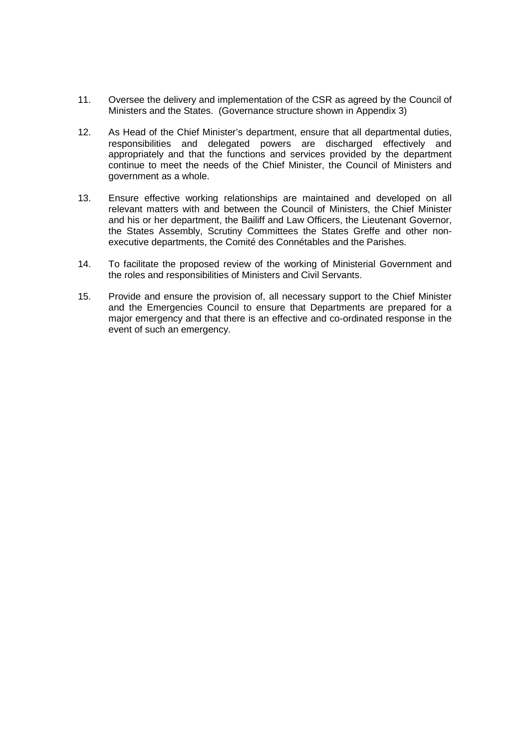11. Oversee the delivery and implementation of the CSR as agreed by the Council of Ministers and the States. (Governance structure shown in Appendix 3)

12. As Head of the Chief Minister's department, ensure that all departmental duties, responsibilities and delegated powers are discharged effectively and appropriately and that the functions and services provided by the department continue to meet the needs of the Chief Minister, the Council of Ministers and government as a whole.

13. Ensure effective working relationships are maintained and developed on all relevant matters with and between the Council of Ministers, the Chief Minister and his or her department, the Bailiff and Law Officers, the Lieutenant Governor, the States Assembly, Scrutiny Committees the States Greffe and other non-executive departments, the Comité des Connétables and the Parishes.

14. To facilitate the proposed review of the working of Ministerial Government and the roles and responsibilities of Ministers and Civil Servants.

15. Provide and ensure the provision of, all necessary support to the Chief Minister and the Emergencies Council to ensure that Departments are prepared for a major emergency and that there is an effective and co-ordinated response in the event of such an emergency.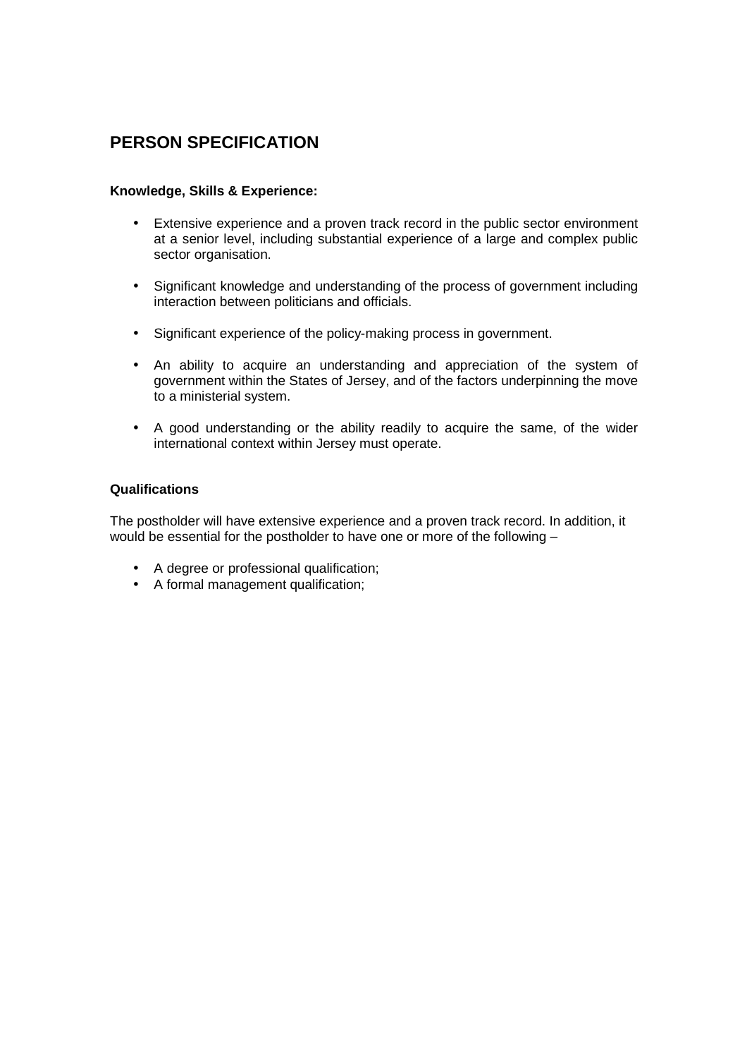## PERSON SPECIFICATION

**Knowledge, Skills & Experience:**

- Extensive experience and a proven track record in the public sector environment at a senior level, including substantial experience of a large and complex public sector organisation.

- Significant knowledge and understanding of the process of government including interaction between politicians and officials.

- Significant experience of the policy-making process in government.

- An ability to acquire an understanding and appreciation of the system of government within the States of Jersey, and of the factors underpinning the move to a ministerial system.

- A good understanding or the ability readily to acquire the same, of the wider international context within Jersey must operate.

**Qualifications**

The postholder will have extensive experience and a proven track record. In addition, it would be essential for the postholder to have one or more of the following –

- A degree or professional qualification;
- A formal management qualification;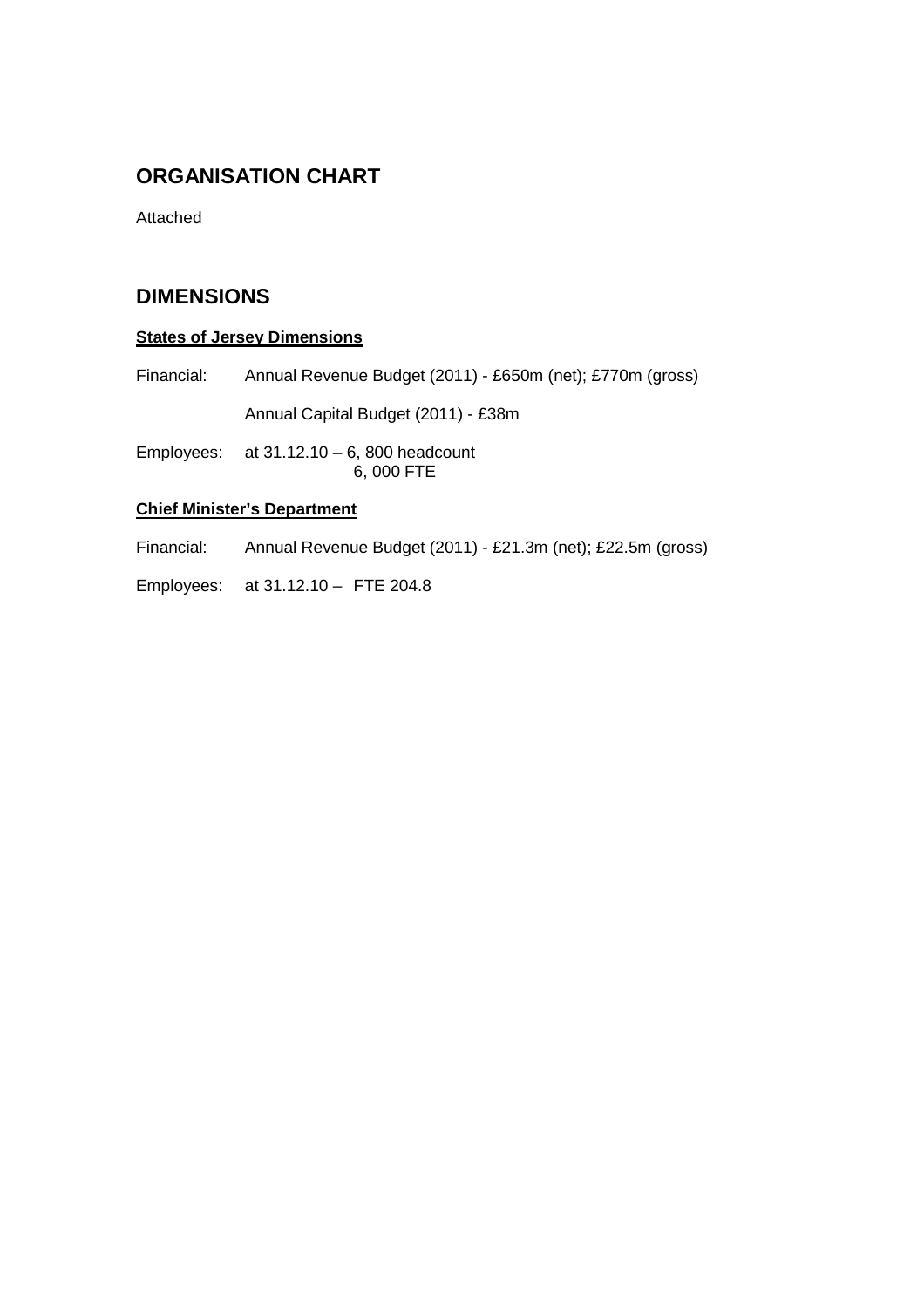## ORGANISATION CHART

Attached

## DIMENSIONS

**States of Jersey Dimensions**

Financial: Annual Revenue Budget (2011) - £650m (net); £770m (gross)

Annual Capital Budget (2011) - £38m

Employees: at 31.12.10 – 6, 800 headcount
6, 000 FTE

**Chief Minister's Department**

Financial: Annual Revenue Budget (2011) - £21.3m (net); £22.5m (gross)

Employees: at 31.12.10 – FTE 204.8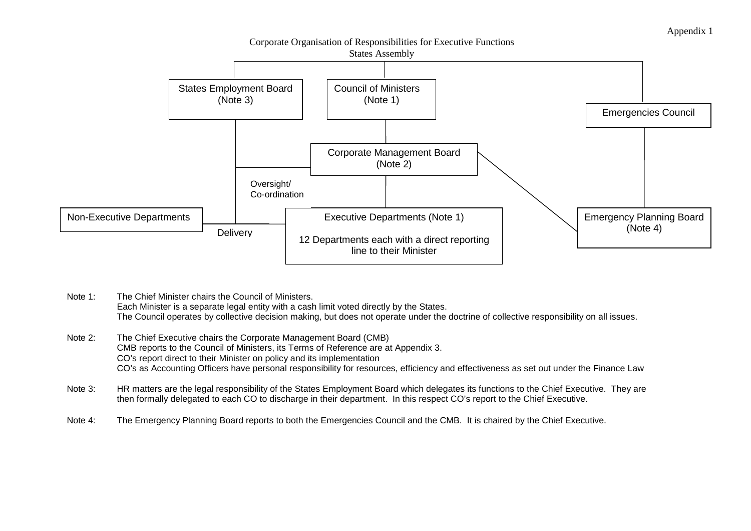Appendix 1

# Corporate Organisation of Responsibilities for Executive Functions

States Assembly

States Employment Board (Note 3)

Council of Ministers (Note 1)

Emergencies Council

Corporate Management Board (Note 2)

Oversight/ Co-ordination

Non-Executive Departments

Delivery

Executive Departments (Note 1)

12 Departments each with a direct reporting line to their Minister

Emergency Planning Board (Note 4)

Note 1: The Chief Minister chairs the Council of Ministers.
Each Minister is a separate legal entity with a cash limit voted directly by the States.
The Council operates by collective decision making, but does not operate under the doctrine of collective responsibility on all issues.

Note 2: The Chief Executive chairs the Corporate Management Board (CMB)
CMB reports to the Council of Ministers, its Terms of Reference are at Appendix 3.
CO's report direct to their Minister on policy and its implementation
CO's as Accounting Officers have personal responsibility for resources, efficiency and effectiveness as set out under the Finance Law

Note 3: HR matters are the legal responsibility of the States Employment Board which delegates its functions to the Chief Executive. They are then formally delegated to each CO to discharge in their department. In this respect CO's report to the Chief Executive.

Note 4: The Emergency Planning Board reports to both the Emergencies Council and the CMB. It is chaired by the Chief Executive.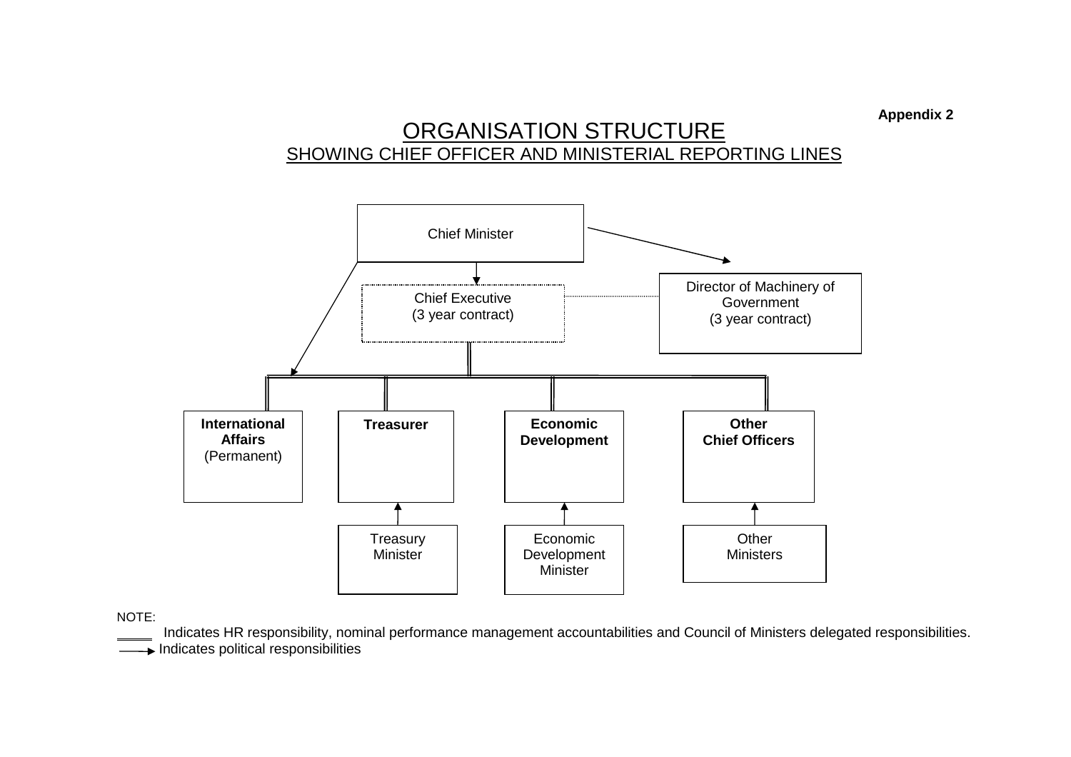**Appendix 2**

# ORGANISATION STRUCTURE

## SHOWING CHIEF OFFICER AND MINISTERIAL REPORTING LINES

Chief Minister

Chief Executive
(3 year contract)

Director of Machinery of Government
(3 year contract)

**International Affairs**
(Permanent)

**Treasurer**

**Economic Development**

**Other Chief Officers**

Treasury Minister

Economic Development Minister

Other Ministers

NOTE:

═══ Indicates HR responsibility, nominal performance management accountabilities and Council of Ministers delegated responsibilities.

──▶ Indicates political responsibilities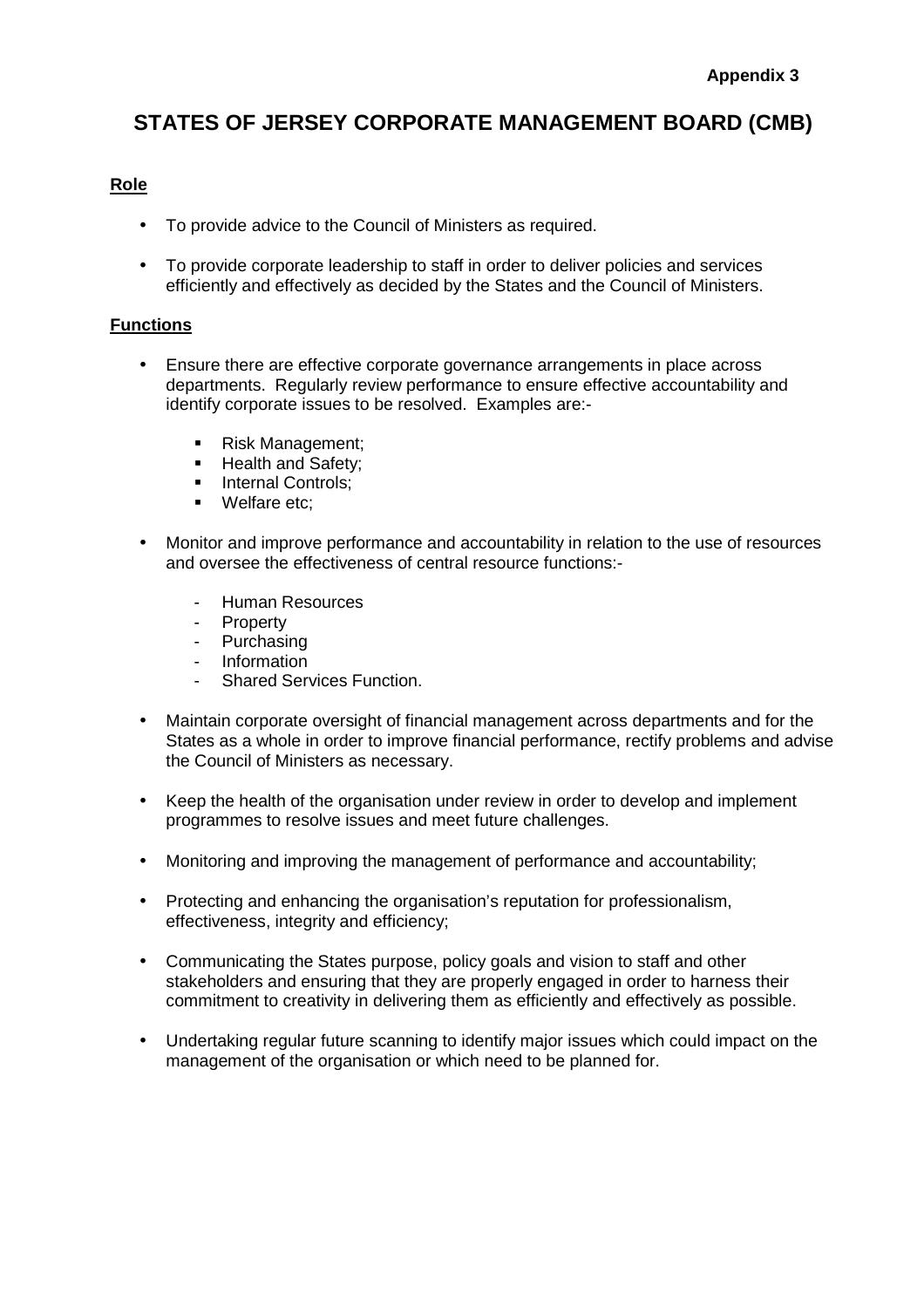**Appendix 3**

# STATES OF JERSEY CORPORATE MANAGEMENT BOARD (CMB)

## Role

- To provide advice to the Council of Ministers as required.
- To provide corporate leadership to staff in order to deliver policies and services efficiently and effectively as decided by the States and the Council of Ministers.

## Functions

- Ensure there are effective corporate governance arrangements in place across departments. Regularly review performance to ensure effective accountability and identify corporate issues to be resolved. Examples are:-
    - Risk Management;
    - Health and Safety;
    - Internal Controls;
    - Welfare etc;
- Monitor and improve performance and accountability in relation to the use of resources and oversee the effectiveness of central resource functions:-
    - Human Resources
    - Property
    - Purchasing
    - Information
    - Shared Services Function.
- Maintain corporate oversight of financial management across departments and for the States as a whole in order to improve financial performance, rectify problems and advise the Council of Ministers as necessary.
- Keep the health of the organisation under review in order to develop and implement programmes to resolve issues and meet future challenges.
- Monitoring and improving the management of performance and accountability;
- Protecting and enhancing the organisation's reputation for professionalism, effectiveness, integrity and efficiency;
- Communicating the States purpose, policy goals and vision to staff and other stakeholders and ensuring that they are properly engaged in order to harness their commitment to creativity in delivering them as efficiently and effectively as possible.
- Undertaking regular future scanning to identify major issues which could impact on the management of the organisation or which need to be planned for.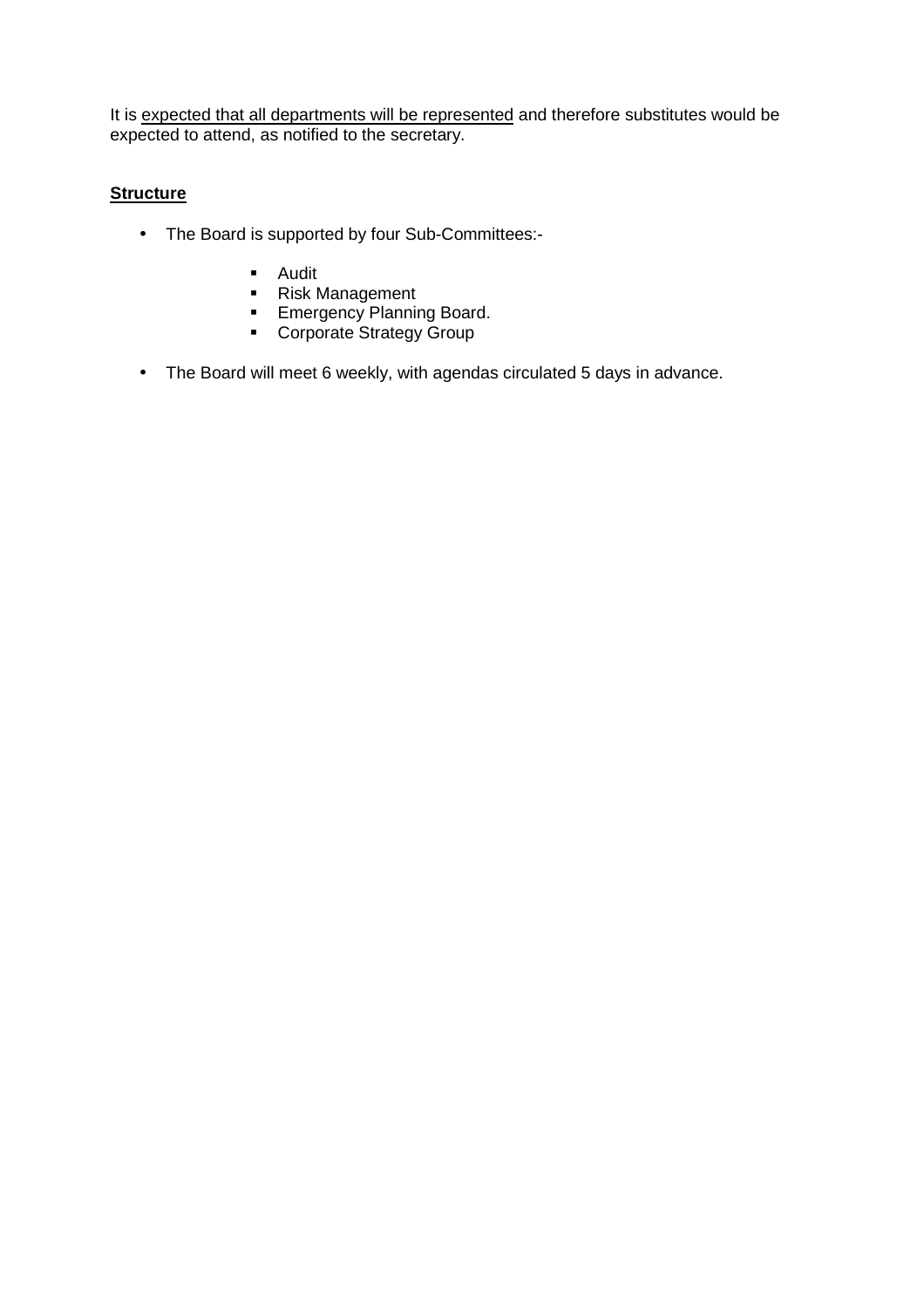It is expected that all departments will be represented and therefore substitutes would be expected to attend, as notified to the secretary.

**Structure**

- The Board is supported by four Sub-Committees:-
  - Audit
  - Risk Management
  - Emergency Planning Board.
  - Corporate Strategy Group
- The Board will meet 6 weekly, with agendas circulated 5 days in advance.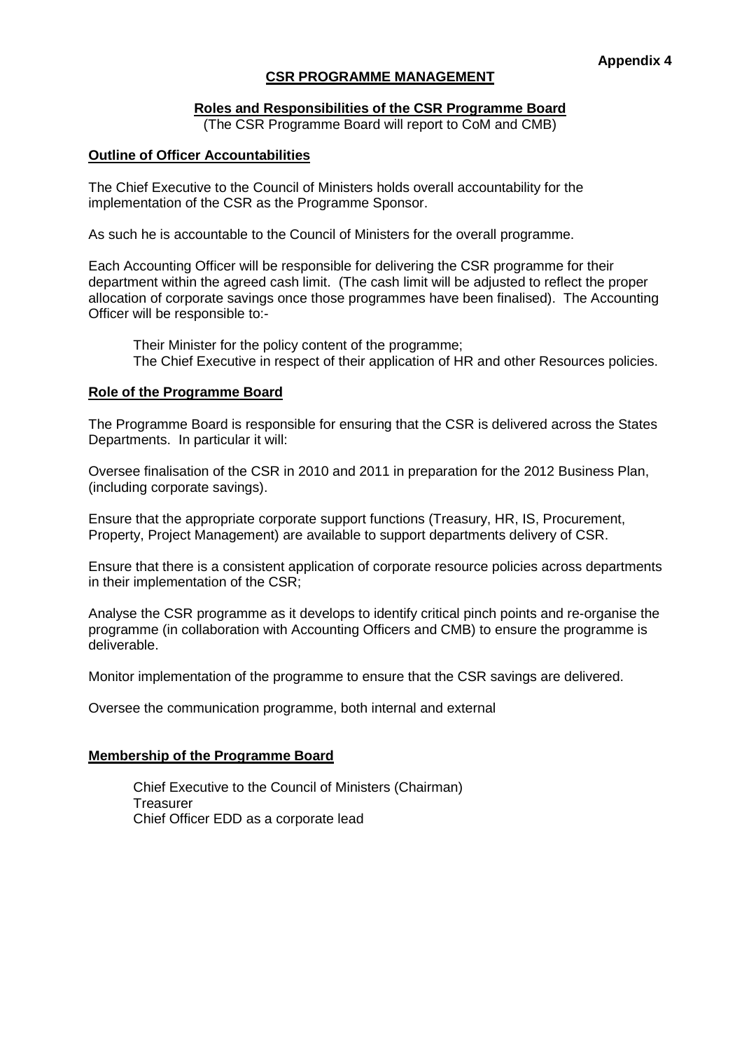**Appendix 4**

## CSR PROGRAMME MANAGEMENT

### Roles and Responsibilities of the CSR Programme Board

(The CSR Programme Board will report to CoM and CMB)

**Outline of Officer Accountabilities**

The Chief Executive to the Council of Ministers holds overall accountability for the implementation of the CSR as the Programme Sponsor.

As such he is accountable to the Council of Ministers for the overall programme.

Each Accounting Officer will be responsible for delivering the CSR programme for their department within the agreed cash limit. (The cash limit will be adjusted to reflect the proper allocation of corporate savings once those programmes have been finalised). The Accounting Officer will be responsible to:-

> Their Minister for the policy content of the programme;
> The Chief Executive in respect of their application of HR and other Resources policies.

**Role of the Programme Board**

The Programme Board is responsible for ensuring that the CSR is delivered across the States Departments. In particular it will:

Oversee finalisation of the CSR in 2010 and 2011 in preparation for the 2012 Business Plan, (including corporate savings).

Ensure that the appropriate corporate support functions (Treasury, HR, IS, Procurement, Property, Project Management) are available to support departments delivery of CSR.

Ensure that there is a consistent application of corporate resource policies across departments in their implementation of the CSR;

Analyse the CSR programme as it develops to identify critical pinch points and re-organise the programme (in collaboration with Accounting Officers and CMB) to ensure the programme is deliverable.

Monitor implementation of the programme to ensure that the CSR savings are delivered.

Oversee the communication programme, both internal and external

**Membership of the Programme Board**

> Chief Executive to the Council of Ministers (Chairman)
> Treasurer
> Chief Officer EDD as a corporate lead